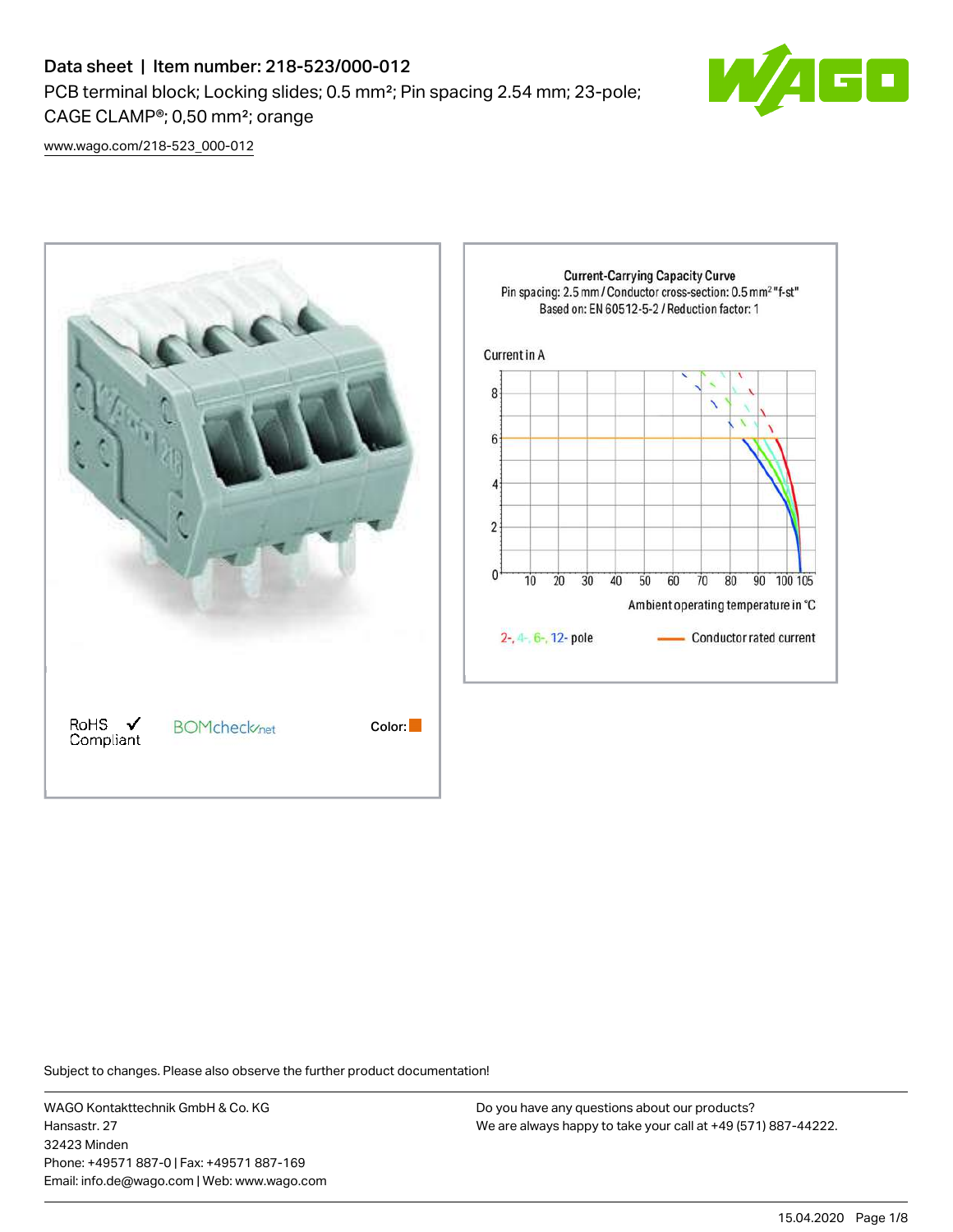# Data sheet | Item number: 218-523/000-012

PCB terminal block; Locking slides; 0.5 mm²; Pin spacing 2.54 mm; 23-pole; CAGE CLAMP®; 0,50 mm²; orange

www.wago.com/218-523_000-012

RoHS ✓ Compliant

BOMcheck.net

Color:

**Current-Carrying Capacity Curve**
Pin spacing: 2.5 mm / Conductor cross-section: 0.5 mm² "f-st"
Based on: EN 60512-5-2 / Reduction factor: 1

Current in A

Ambient operating temperature in °C

2-, 4-, 6-, 12- pole

Conductor rated current

Subject to changes. Please also observe the further product documentation!

WAGO Kontakttechnik GmbH & Co. KG
Hansastr. 27
32423 Minden
Phone: +49571 887-0 | Fax: +49571 887-169
Email: info.de@wago.com | Web: www.wago.com

Do you have any questions about our products?
We are always happy to take your call at +49 (571) 887-44222.

15.04.2020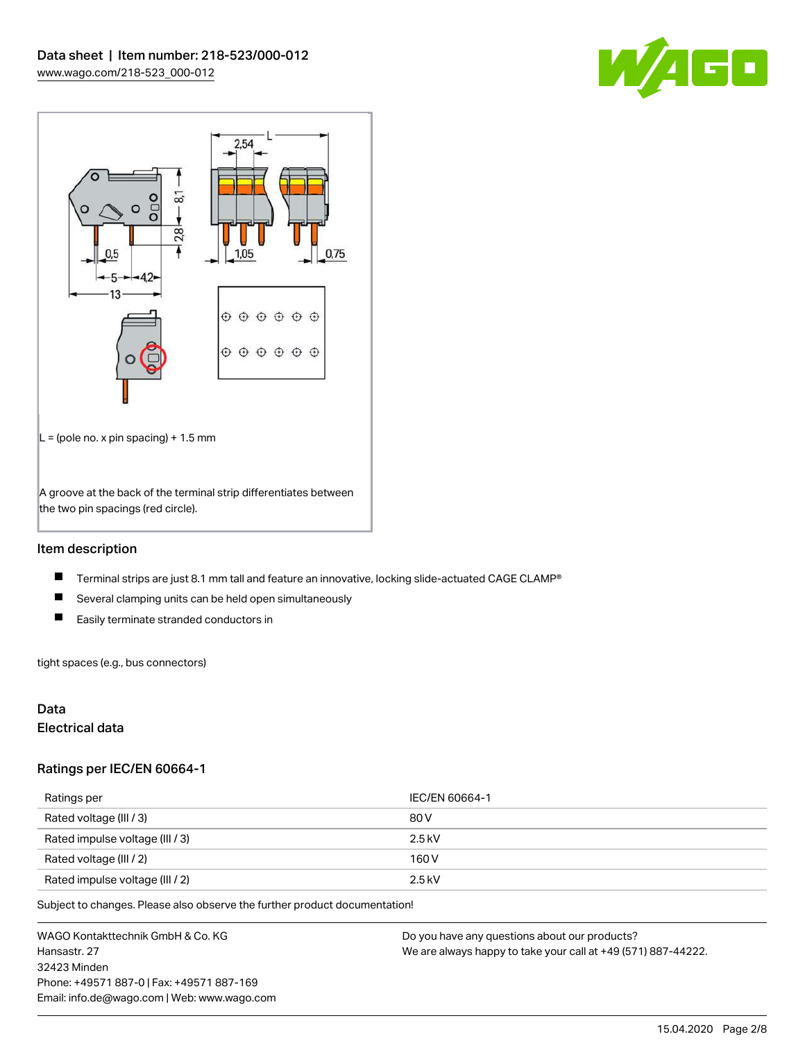L = (pole no. x pin spacing) + 1.5 mm

A groove at the back of the terminal strip differentiates between the two pin spacings (red circle).

## Item description

- Terminal strips are just 8.1 mm tall and feature an innovative, locking slide-actuated CAGE CLAMP®
- Several clamping units can be held open simultaneously
- Easily terminate stranded conductors in

tight spaces (e.g., bus connectors)

## Data

### Electrical data

### Ratings per IEC/EN 60664-1

| Ratings per | IEC/EN 60664-1 |
| --- | --- |
| Rated voltage (III / 3) | 80 V |
| Rated impulse voltage (III / 3) | 2.5 kV |
| Rated voltage (III / 2) | 160 V |
| Rated impulse voltage (III / 2) | 2.5 kV |

Subject to changes. Please also observe the further product documentation!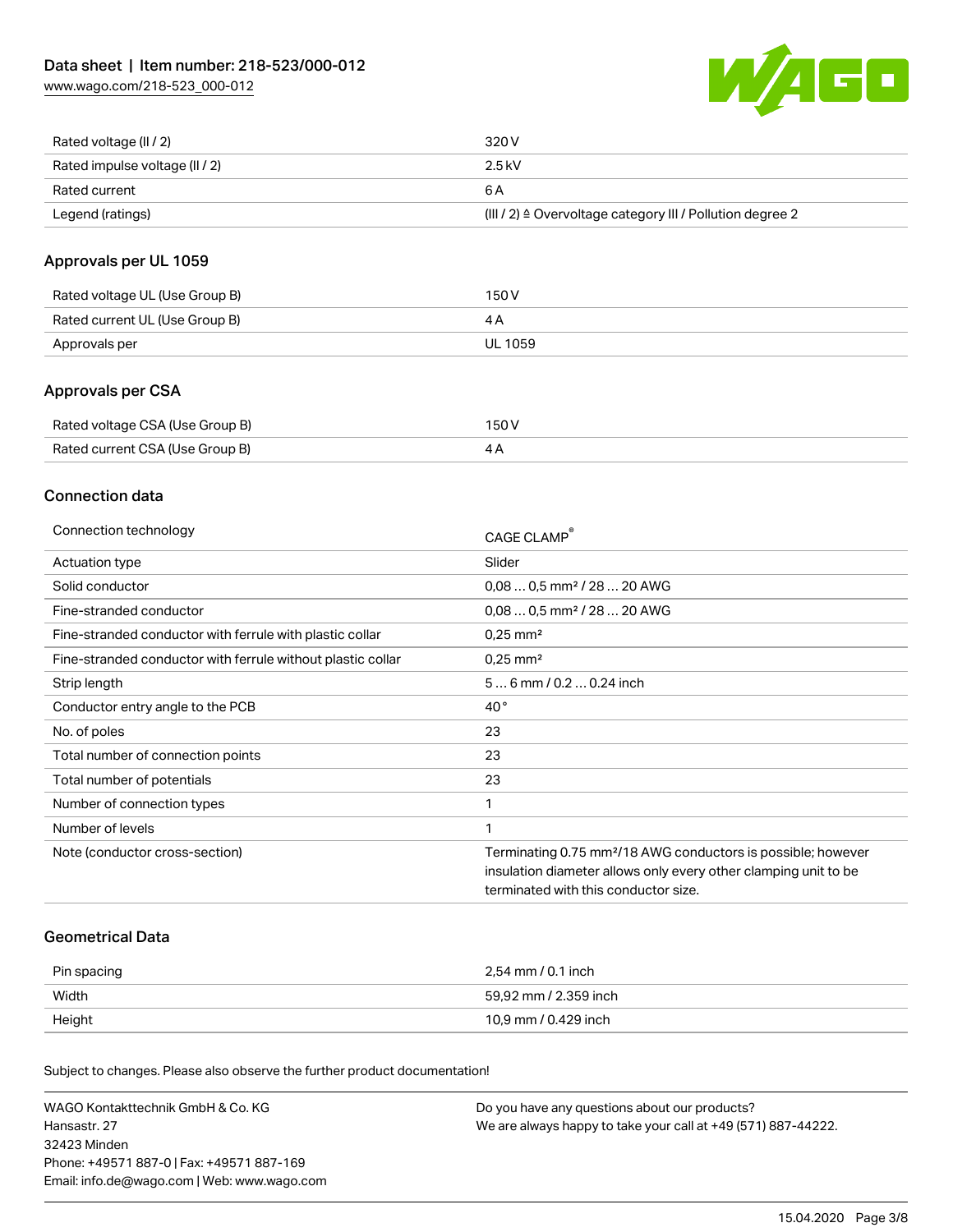| | |
|---|---|
| Rated voltage (II / 2) | 320 V |
| Rated impulse voltage (II / 2) | 2.5 kV |
| Rated current | 6 A |
| Legend (ratings) | (III / 2) ≙ Overvoltage category III / Pollution degree 2 |

## Approvals per UL 1059

| | |
|---|---|
| Rated voltage UL (Use Group B) | 150 V |
| Rated current UL (Use Group B) | 4 A |
| Approvals per | UL 1059 |

## Approvals per CSA

| | |
|---|---|
| Rated voltage CSA (Use Group B) | 150 V |
| Rated current CSA (Use Group B) | 4 A |

## Connection data

| | |
|---|---|
| Connection technology | CAGE CLAMP® |
| Actuation type | Slider |
| Solid conductor | 0,08 … 0,5 mm² / 28 … 20 AWG |
| Fine-stranded conductor | 0,08 … 0,5 mm² / 28 … 20 AWG |
| Fine-stranded conductor with ferrule with plastic collar | 0,25 mm² |
| Fine-stranded conductor with ferrule without plastic collar | 0,25 mm² |
| Strip length | 5 … 6 mm / 0.2 … 0.24 inch |
| Conductor entry angle to the PCB | 40 ° |
| No. of poles | 23 |
| Total number of connection points | 23 |
| Total number of potentials | 23 |
| Number of connection types | 1 |
| Number of levels | 1 |
| Note (conductor cross-section) | Terminating 0.75 mm²/18 AWG conductors is possible; however insulation diameter allows only every other clamping unit to be terminated with this conductor size. |

## Geometrical Data

| | |
|---|---|
| Pin spacing | 2,54 mm / 0.1 inch |
| Width | 59,92 mm / 2.359 inch |
| Height | 10,9 mm / 0.429 inch |

Subject to changes. Please also observe the further product documentation!

WAGO Kontakttechnik GmbH & Co. KG
Hansastr. 27
32423 Minden
Phone: +49571 887-0 | Fax: +49571 887-169
Email: info.de@wago.com | Web: www.wago.com

Do you have any questions about our products?
We are always happy to take your call at +49 (571) 887-44222.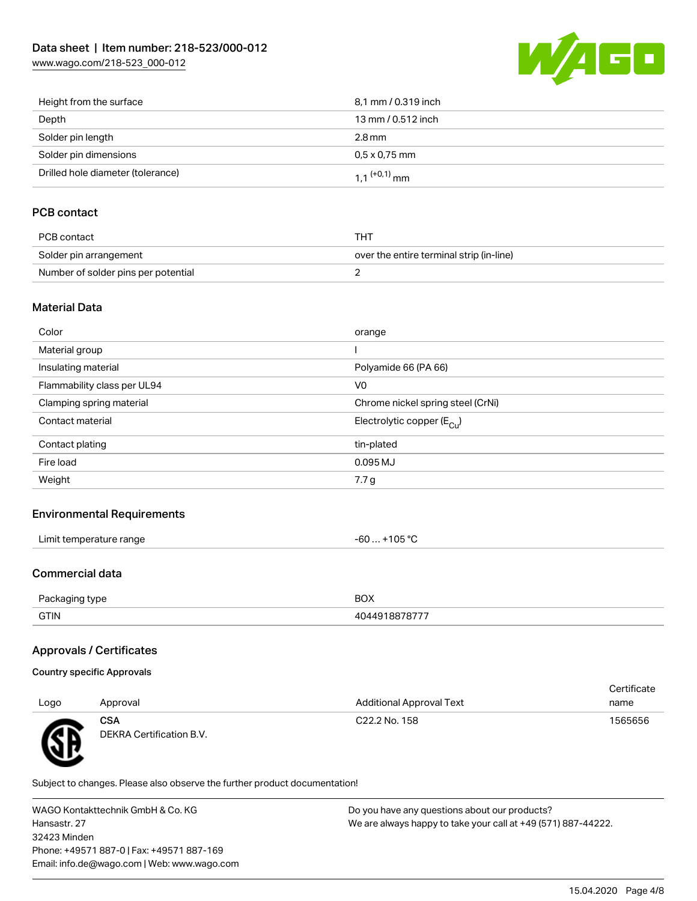| | |
|---|---|
| Height from the surface | 8,1 mm / 0.319 inch |
| Depth | 13 mm / 0.512 inch |
| Solder pin length | 2.8 mm |
| Solder pin dimensions | 0,5 x 0,75 mm |
| Drilled hole diameter (tolerance) | 1,1 $^{(+0,1)}$ mm |

## PCB contact

| | |
|---|---|
| PCB contact | THT |
| Solder pin arrangement | over the entire terminal strip (in-line) |
| Number of solder pins per potential | 2 |

## Material Data

| | |
|---|---|
| Color | orange |
| Material group | I |
| Insulating material | Polyamide 66 (PA 66) |
| Flammability class per UL94 | V0 |
| Clamping spring material | Chrome nickel spring steel (CrNi) |
| Contact material | Electrolytic copper ($E_{Cu}$) |
| Contact plating | tin-plated |
| Fire load | 0.095 MJ |
| Weight | 7.7 g |

## Environmental Requirements

| | |
|---|---|
| Limit temperature range | -60 … +105 °C |

## Commercial data

| | |
|---|---|
| Packaging type | BOX |
| GTIN | 4044918878777 |

## Approvals / Certificates

### Country specific Approvals

| Logo | Approval | Additional Approval Text | Certificate name |
|---|---|---|---|
| | **CSA** DEKRA Certification B.V. | C22.2 No. 158 | 1565656 |

Subject to changes. Please also observe the further product documentation!

WAGO Kontakttechnik GmbH & Co. KG
Hansastr. 27
32423 Minden
Phone: +49571 887-0 | Fax: +49571 887-169
Email: info.de@wago.com | Web: www.wago.com

Do you have any questions about our products?
We are always happy to take your call at +49 (571) 887-44222.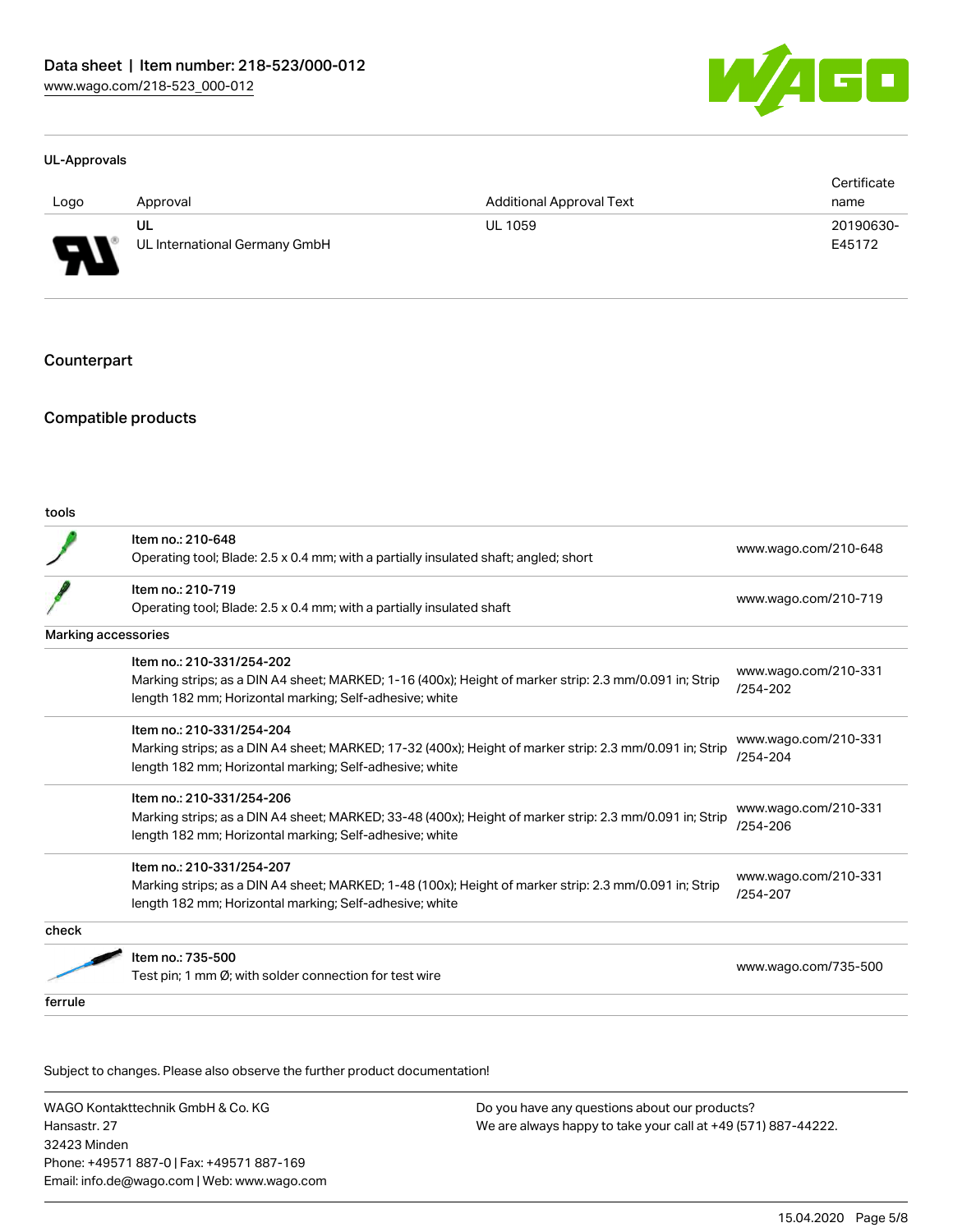#### UL-Approvals

| Logo | Approval | Additional Approval Text | Certificate name |
|---|---|---|---|
| | UL<br>UL International Germany GmbH | UL 1059 | 20190630-E45172 |

## Counterpart

## Compatible products

**tools**

| | | |
|---|---|---|
| | Item no.: 210-648<br>Operating tool; Blade: 2.5 x 0.4 mm; with a partially insulated shaft; angled; short | www.wago.com/210-648 |
| | Item no.: 210-719<br>Operating tool; Blade: 2.5 x 0.4 mm; with a partially insulated shaft | www.wago.com/210-719 |

**Marking accessories**

| | | |
|---|---|---|
| | Item no.: 210-331/254-202<br>Marking strips; as a DIN A4 sheet; MARKED; 1-16 (400x); Height of marker strip: 2.3 mm/0.091 in; Strip length 182 mm; Horizontal marking; Self-adhesive; white | www.wago.com/210-331/254-202 |
| | Item no.: 210-331/254-204<br>Marking strips; as a DIN A4 sheet; MARKED; 17-32 (400x); Height of marker strip: 2.3 mm/0.091 in; Strip length 182 mm; Horizontal marking; Self-adhesive; white | www.wago.com/210-331/254-204 |
| | Item no.: 210-331/254-206<br>Marking strips; as a DIN A4 sheet; MARKED; 33-48 (400x); Height of marker strip: 2.3 mm/0.091 in; Strip length 182 mm; Horizontal marking; Self-adhesive; white | www.wago.com/210-331/254-206 |
| | Item no.: 210-331/254-207<br>Marking strips; as a DIN A4 sheet; MARKED; 1-48 (100x); Height of marker strip: 2.3 mm/0.091 in; Strip length 182 mm; Horizontal marking; Self-adhesive; white | www.wago.com/210-331/254-207 |

**check**

| | | |
|---|---|---|
| | Item no.: 735-500<br>Test pin; 1 mm Ø; with solder connection for test wire | www.wago.com/735-500 |

**ferrule**

Subject to changes. Please also observe the further product documentation!

WAGO Kontakttechnik GmbH & Co. KG
Hansastr. 27
32423 Minden
Phone: +49571 887-0 | Fax: +49571 887-169
Email: info.de@wago.com | Web: www.wago.com

Do you have any questions about our products?
We are always happy to take your call at +49 (571) 887-44222.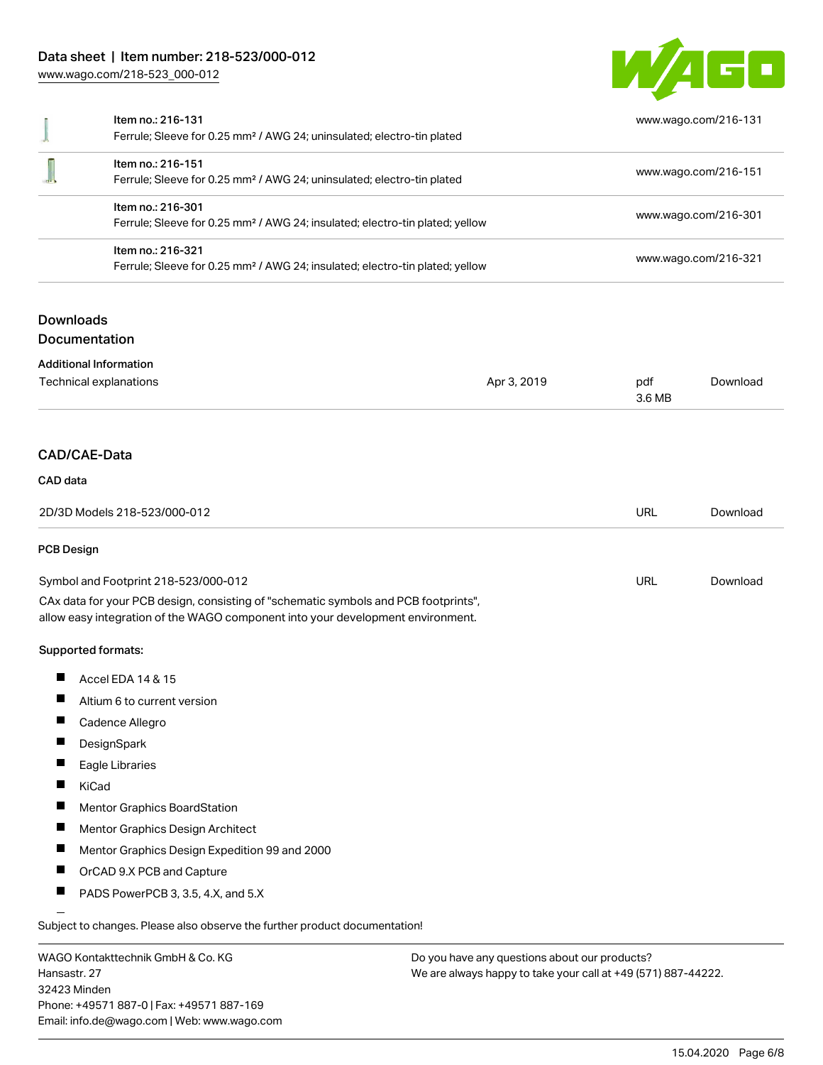| | | |
|---|---|---|
| | Item no.: 216-131<br>Ferrule; Sleeve for 0.25 mm² / AWG 24; uninsulated; electro-tin plated | www.wago.com/216-131 |
| | Item no.: 216-151<br>Ferrule; Sleeve for 0.25 mm² / AWG 24; uninsulated; electro-tin plated | www.wago.com/216-151 |
| | Item no.: 216-301<br>Ferrule; Sleeve for 0.25 mm² / AWG 24; insulated; electro-tin plated; yellow | www.wago.com/216-301 |
| | Item no.: 216-321<br>Ferrule; Sleeve for 0.25 mm² / AWG 24; insulated; electro-tin plated; yellow | www.wago.com/216-321 |

## Downloads

### Documentation

**Additional Information**

| | | | |
|---|---|---|---|
| Technical explanations | Apr 3, 2019 | pdf<br>3.6 MB | Download |

### CAD/CAE-Data

**CAD data**

| | | |
|---|---|---|
| 2D/3D Models 218-523/000-012 | URL | Download |

**PCB Design**

| | | |
|---|---|---|
| Symbol and Footprint 218-523/000-012 | URL | Download |

CAx data for your PCB design, consisting of "schematic symbols and PCB footprints", allow easy integration of the WAGO component into your development environment.

**Supported formats:**

- Accel EDA 14 & 15
- Altium 6 to current version
- Cadence Allegro
- DesignSpark
- Eagle Libraries
- KiCad
- Mentor Graphics BoardStation
- Mentor Graphics Design Architect
- Mentor Graphics Design Expedition 99 and 2000
- OrCAD 9.X PCB and Capture
- PADS PowerPCB 3, 3.5, 4.X, and 5.X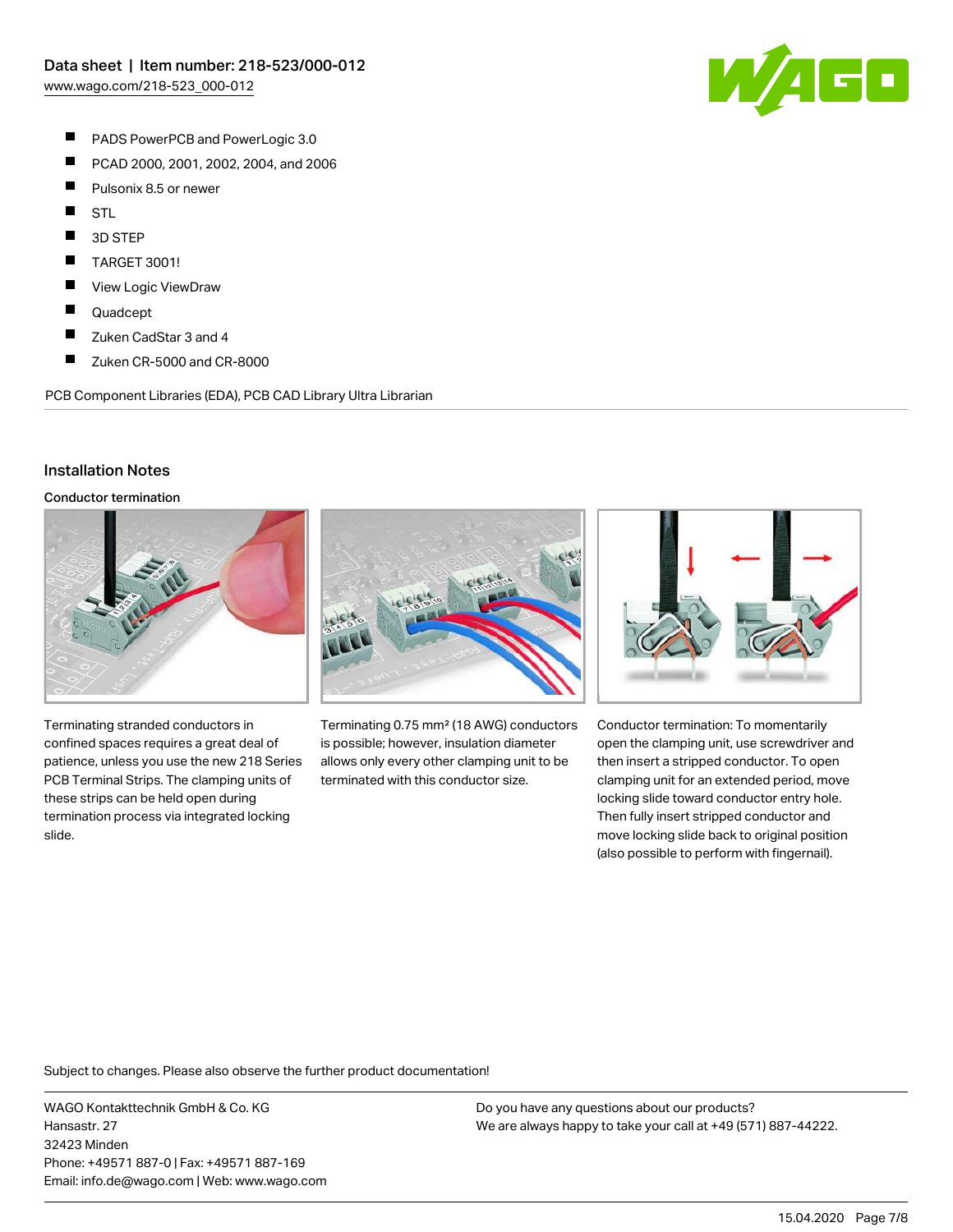- PADS PowerPCB and PowerLogic 3.0
- PCAD 2000, 2001, 2002, 2004, and 2006
- Pulsonix 8.5 or newer
- STL
- 3D STEP
- TARGET 3001!
- View Logic ViewDraw
- Quadcept
- Zuken CadStar 3 and 4
- Zuken CR-5000 and CR-8000

PCB Component Libraries (EDA), PCB CAD Library Ultra Librarian

## Installation Notes

### Conductor termination

Terminating stranded conductors in confined spaces requires a great deal of patience, unless you use the new 218 Series PCB Terminal Strips. The clamping units of these strips can be held open during termination process via integrated locking slide.

Terminating 0.75 mm² (18 AWG) conductors is possible; however, insulation diameter allows only every other clamping unit to be terminated with this conductor size.

Conductor termination: To momentarily open the clamping unit, use screwdriver and then insert a stripped conductor. To open clamping unit for an extended period, move locking slide toward conductor entry hole. Then fully insert stripped conductor and move locking slide back to original position (also possible to perform with fingernail).

Subject to changes. Please also observe the further product documentation!

WAGO Kontakttechnik GmbH & Co. KG
Hansastr. 27
32423 Minden
Phone: +49571 887-0 | Fax: +49571 887-169
Email: info.de@wago.com | Web: www.wago.com

Do you have any questions about our products?
We are always happy to take your call at +49 (571) 887-44222.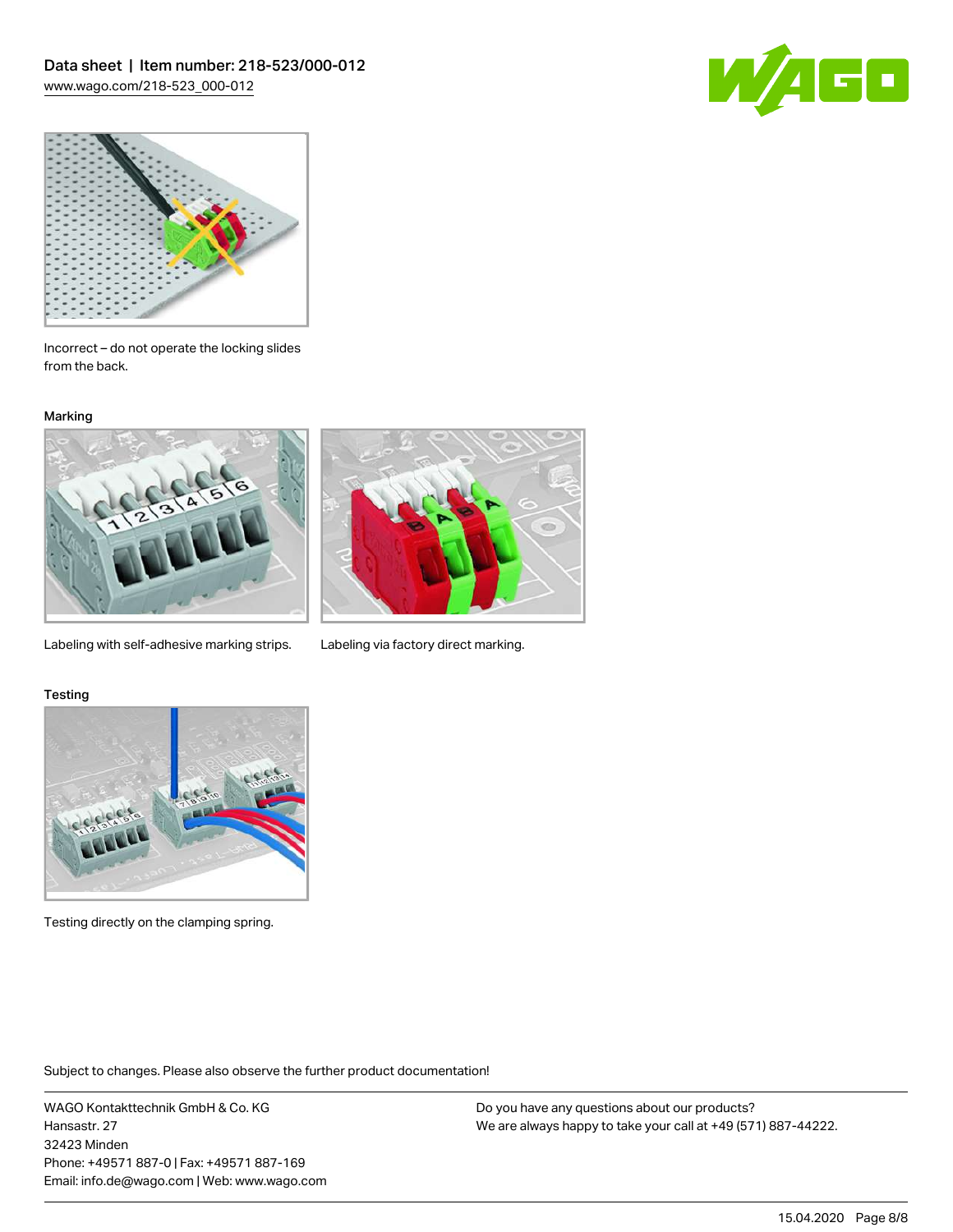Incorrect – do not operate the locking slides from the back.

## Marking

Labeling with self-adhesive marking strips.

Labeling via factory direct marking.

## Testing

Testing directly on the clamping spring.

Subject to changes. Please also observe the further product documentation!

WAGO Kontakttechnik GmbH & Co. KG
Hansastr. 27
32423 Minden
Phone: +49571 887-0 | Fax: +49571 887-169
Email: info.de@wago.com | Web: www.wago.com

Do you have any questions about our products?
We are always happy to take your call at +49 (571) 887-44222.